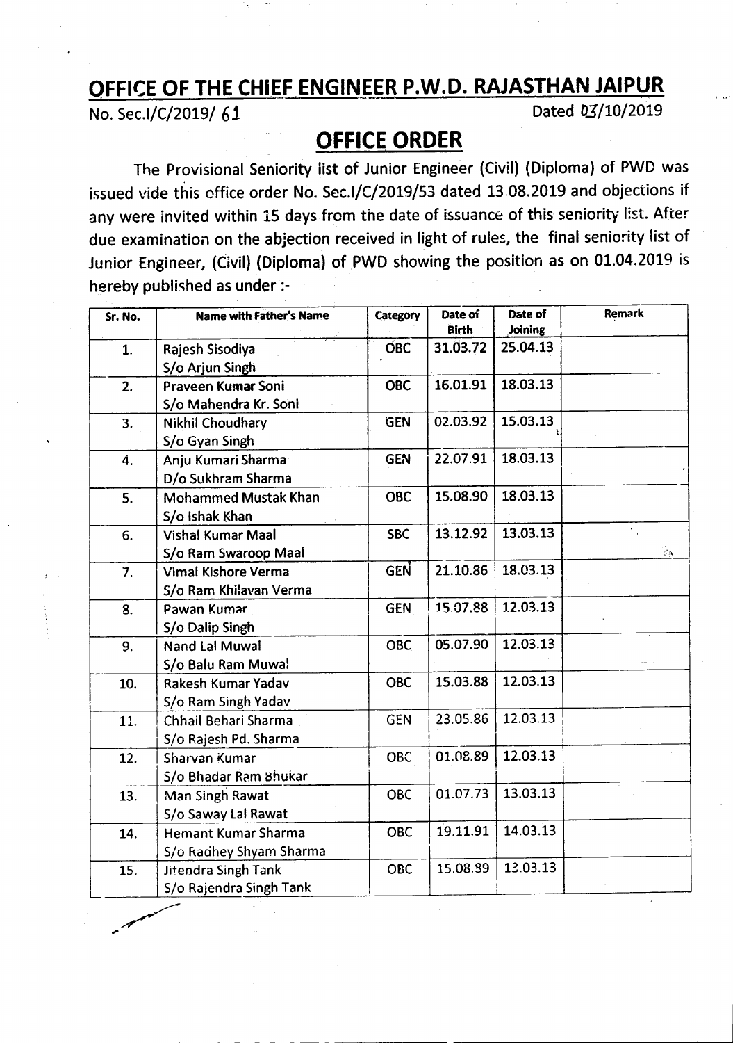# OFFICE OF THE CHIEF ENGINEER P.W.D. RAJASTHAN JAIPUR

No. Sec.I/C/2019/ 61 Dated 03/10/2019

## OFFICE ORDER

The Provisional Seniority list of Junior Engineer (Civil) (Diploma) of PWD was issued vide this office order No. Sec.I/C/2019/53 dated 13.08.2019 and objections if any were invited within 15 days from the date of issuance of this seniority list. After due examination on the abjection received in light of rules, the final seniority list of Junior Engineer, (Civil) (Diploma) of PWD showing the position as on 01.04.2019 is hereby published as under :-

| Sr. No. | Name with Father's Name | Category | Date of Birth | Date of Joining | Remark |
|---|---|---|---|---|---|
| 1. | Rajesh Sisodiya<br>S/o Arjun Singh | OBC | 31.03.72 | 25.04.13 | |
| 2. | Praveen Kumar Soni<br>S/o Mahendra Kr. Soni | OBC | 16.01.91 | 18.03.13 | |
| 3. | Nikhil Choudhary<br>S/o Gyan Singh | GEN | 02.03.92 | 15.03.13 | |
| 4. | Anju Kumari Sharma<br>D/o Sukhram Sharma | GEN | 22.07.91 | 18.03.13 | |
| 5. | Mohammed Mustak Khan<br>S/o Ishak Khan | OBC | 15.08.90 | 18.03.13 | |
| 6. | Vishal Kumar Maal<br>S/o Ram Swaroop Maal | SBC | 13.12.92 | 13.03.13 | |
| 7. | Vimal Kishore Verma<br>S/o Ram Khilavan Verma | GEN | 21.10.86 | 18.03.13 | |
| 8. | Pawan Kumar<br>S/o Dalip Singh | GEN | 15.07.88 | 12.03.13 | |
| 9. | Nand Lal Muwal<br>S/o Balu Ram Muwal | OBC | 05.07.90 | 12.03.13 | |
| 10. | Rakesh Kumar Yadav<br>S/o Ram Singh Yadav | OBC | 15.03.88 | 12.03.13 | |
| 11. | Chhail Behari Sharma<br>S/o Rajesh Pd. Sharma | GEN | 23.05.86 | 12.03.13 | |
| 12. | Sharvan Kumar<br>S/o Bhadar Ram Bhukar | OBC | 01.08.89 | 12.03.13 | |
| 13. | Man Singh Rawat<br>S/o Saway Lal Rawat | OBC | 01.07.73 | 13.03.13 | |
| 14. | Hemant Kumar Sharma<br>S/o Radhey Shyam Sharma | OBC | 19.11.91 | 14.03.13 | |
| 15. | Jitendra Singh Tank<br>S/o Rajendra Singh Tank | OBC | 15.08.89 | 13.03.13 | |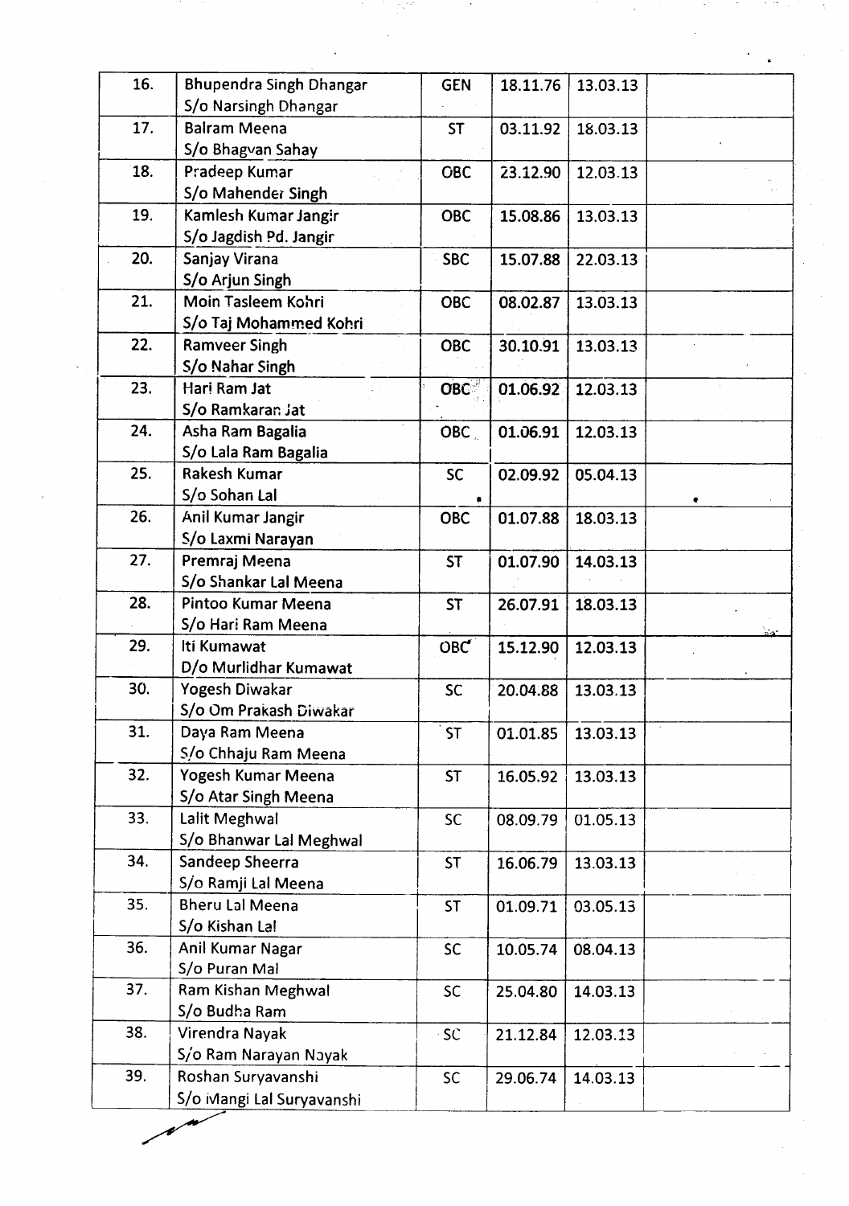| | | | | | |
|---|---|---|---|---|---|
| 16. | Bhupendra Singh Dhangar<br>S/o Narsingh Dhangar | GEN | 18.11.76 | 13.03.13 | |
| 17. | Balram Meena<br>S/o Bhagvan Sahay | ST | 03.11.92 | 18.03.13 | |
| 18. | Pradeep Kumar<br>S/o Mahender Singh | OBC | 23.12.90 | 12.03.13 | |
| 19. | Kamlesh Kumar Jangir<br>S/o Jagdish Pd. Jangir | OBC | 15.08.86 | 13.03.13 | |
| 20. | Sanjay Virana<br>S/o Arjun Singh | SBC | 15.07.88 | 22.03.13 | |
| 21. | Moin Tasleem Kohri<br>S/o Taj Mohammed Kohri | OBC | 08.02.87 | 13.03.13 | |
| 22. | Ramveer Singh<br>S/o Nahar Singh | OBC | 30.10.91 | 13.03.13 | |
| 23. | Hari Ram Jat<br>S/o Ramkaran Jat | OBC | 01.06.92 | 12.03.13 | |
| 24. | Asha Ram Bagalia<br>S/o Lala Ram Bagalia | OBC | 01.06.91 | 12.03.13 | |
| 25. | Rakesh Kumar<br>S/o Sohan Lal | SC | 02.09.92 | 05.04.13 | |
| 26. | Anil Kumar Jangir<br>S/o Laxmi Narayan | OBC | 01.07.88 | 18.03.13 | |
| 27. | Premraj Meena<br>S/o Shankar Lal Meena | ST | 01.07.90 | 14.03.13 | |
| 28. | Pintoo Kumar Meena<br>S/o Hari Ram Meena | ST | 26.07.91 | 18.03.13 | |
| 29. | Iti Kumawat<br>D/o Murlidhar Kumawat | OBC | 15.12.90 | 12.03.13 | |
| 30. | Yogesh Diwakar<br>S/o Om Prakash Diwakar | SC | 20.04.88 | 13.03.13 | |
| 31. | Daya Ram Meena<br>S/o Chhaju Ram Meena | ST | 01.01.85 | 13.03.13 | |
| 32. | Yogesh Kumar Meena<br>S/o Atar Singh Meena | ST | 16.05.92 | 13.03.13 | |
| 33. | Lalit Meghwal<br>S/o Bhanwar Lal Meghwal | SC | 08.09.79 | 01.05.13 | |
| 34. | Sandeep Sheerra<br>S/o Ramji Lal Meena | ST | 16.06.79 | 13.03.13 | |
| 35. | Bheru Lal Meena<br>S/o Kishan Lal | ST | 01.09.71 | 03.05.13 | |
| 36. | Anil Kumar Nagar<br>S/o Puran Mal | SC | 10.05.74 | 08.04.13 | |
| 37. | Ram Kishan Meghwal<br>S/o Budha Ram | SC | 25.04.80 | 14.03.13 | |
| 38. | Virendra Nayak<br>S/o Ram Narayan Nayak | SC | 21.12.84 | 12.03.13 | |
| 39. | Roshan Suryavanshi<br>S/o Mangi Lal Suryavanshi | SC | 29.06.74 | 14.03.13 | |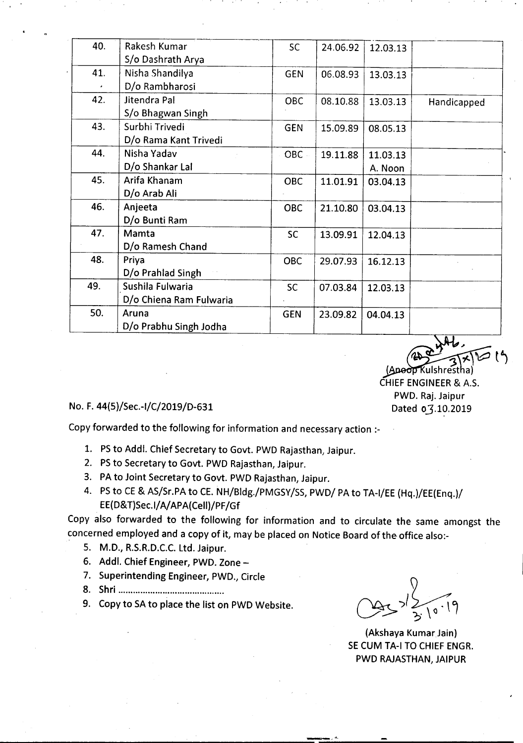| | | | | | |
|---|---|---|---|---|---|
| 40. | Rakesh Kumar<br>S/o Dashrath Arya | SC | 24.06.92 | 12.03.13 | |
| 41. | Nisha Shandilya<br>D/o Rambharosi | GEN | 06.08.93 | 13.03.13 | |
| 42. | Jitendra Pal<br>S/o Bhagwan Singh | OBC | 08.10.88 | 13.03.13 | Handicapped |
| 43. | Surbhi Trivedi<br>D/o Rama Kant Trivedi | GEN | 15.09.89 | 08.05.13 | |
| 44. | Nisha Yadav<br>D/o Shankar Lal | OBC | 19.11.88 | 11.03.13<br>A. Noon | |
| 45. | Arifa Khanam<br>D/o Arab Ali | OBC | 11.01.91 | 03.04.13 | |
| 46. | Anjeeta<br>D/o Bunti Ram | OBC | 21.10.80 | 03.04.13 | |
| 47. | Mamta<br>D/o Ramesh Chand | SC | 13.09.91 | 12.04.13 | |
| 48. | Priya<br>D/o Prahlad Singh | OBC | 29.07.93 | 16.12.13 | |
| 49. | Sushila Fulwaria<br>D/o Chiena Ram Fulwaria | SC | 07.03.84 | 12.03.13 | |
| 50. | Aruna<br>D/o Prabhu Singh Jodha | GEN | 23.09.82 | 04.04.13 | |

(Anoop Kulshrestha)
CHIEF ENGINEER & A.S.
PWD. Raj. Jaipur
Dated 03.10.2019

No. F. 44(5)/Sec.-I/C/2019/D-631

Copy forwarded to the following for information and necessary action :-

1. PS to Addl. Chief Secretary to Govt. PWD Rajasthan, Jaipur.
2. PS to Secretary to Govt. PWD Rajasthan, Jaipur.
3. PA to Joint Secretary to Govt. PWD Rajasthan, Jaipur.
4. PS to CE & AS/Sr.PA to CE. NH/Bldg./PMGSY/SS, PWD/ PA to TA-I/EE (Hq.)/EE(Enq.)/ EE(D&T)Sec.I/A/APA(Cell)/PF/Gf

Copy also forwarded to the following for information and to circulate the same amongst the concerned employed and a copy of it, may be placed on Notice Board of the office also:-

5. M.D., R.S.R.D.C.C. Ltd. Jaipur.
6. Addl. Chief Engineer, PWD. Zone –
7. Superintending Engineer, PWD., Circle
8. Shri ..........................................
9. Copy to SA to place the list on PWD Website.

(Akshaya Kumar Jain)
SE CUM TA-I TO CHIEF ENGR.
PWD RAJASTHAN, JAIPUR